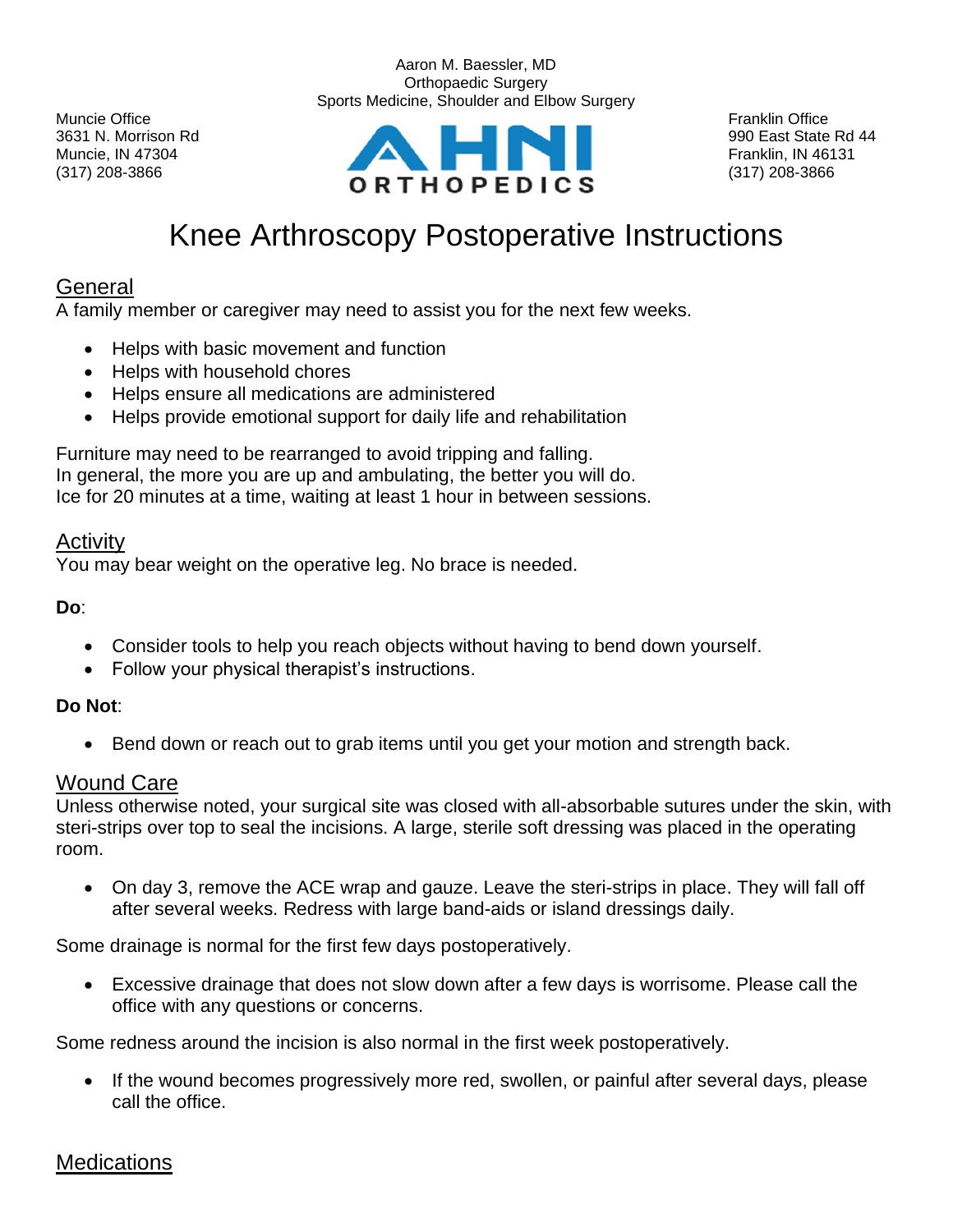Aaron M. Baessler, MD
Orthopaedic Surgery
Sports Medicine, Shoulder and Elbow Surgery

Muncie Office
3631 N. Morrison Rd
Muncie, IN 47304
(317) 208-3866

AHNI ORTHOPEDICS

Franklin Office
990 East State Rd 44
Franklin, IN 46131
(317) 208-3866

# Knee Arthroscopy Postoperative Instructions

## General

A family member or caregiver may need to assist you for the next few weeks.

- Helps with basic movement and function
- Helps with household chores
- Helps ensure all medications are administered
- Helps provide emotional support for daily life and rehabilitation

Furniture may need to be rearranged to avoid tripping and falling.
In general, the more you are up and ambulating, the better you will do.
Ice for 20 minutes at a time, waiting at least 1 hour in between sessions.

## Activity

You may bear weight on the operative leg. No brace is needed.

**Do**:

- Consider tools to help you reach objects without having to bend down yourself.
- Follow your physical therapist's instructions.

**Do Not**:

- Bend down or reach out to grab items until you get your motion and strength back.

## Wound Care

Unless otherwise noted, your surgical site was closed with all-absorbable sutures under the skin, with steri-strips over top to seal the incisions. A large, sterile soft dressing was placed in the operating room.

- On day 3, remove the ACE wrap and gauze. Leave the steri-strips in place. They will fall off after several weeks. Redress with large band-aids or island dressings daily.

Some drainage is normal for the first few days postoperatively.

- Excessive drainage that does not slow down after a few days is worrisome. Please call the office with any questions or concerns.

Some redness around the incision is also normal in the first week postoperatively.

- If the wound becomes progressively more red, swollen, or painful after several days, please call the office.

## Medications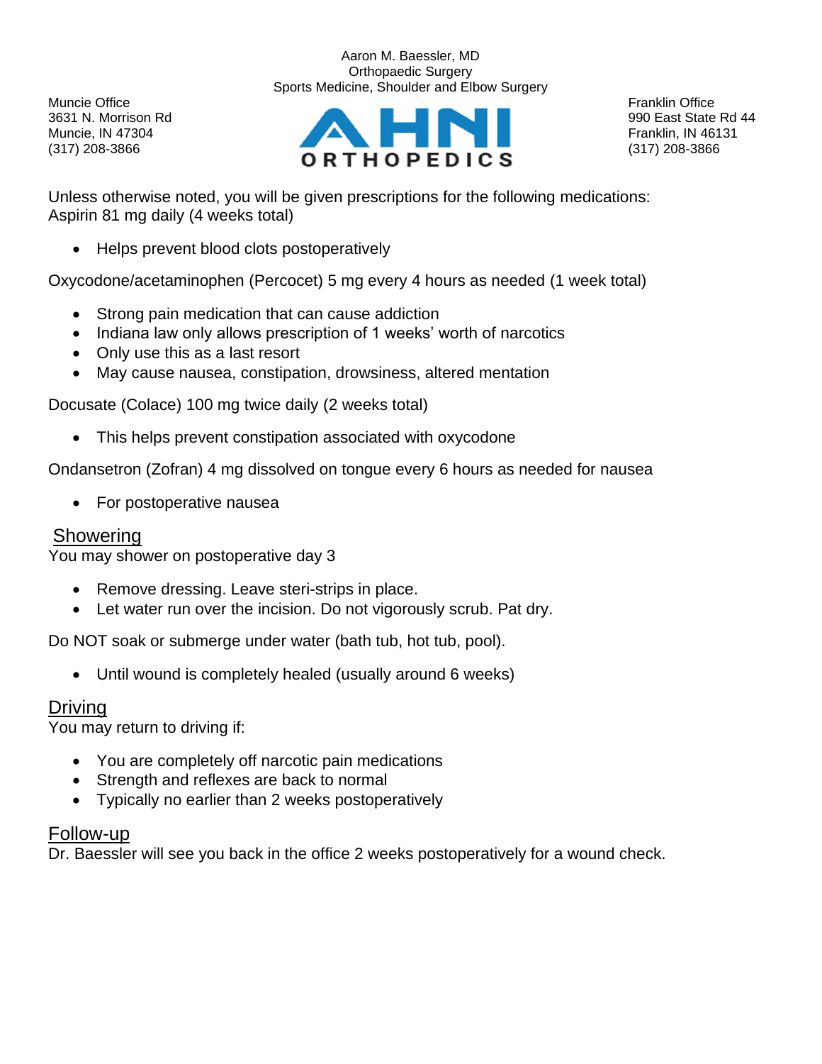Aaron M. Baessler, MD
Orthopaedic Surgery
Sports Medicine, Shoulder and Elbow Surgery

Muncie Office
3631 N. Morrison Rd
Muncie, IN 47304
(317) 208-3866

AHNI ORTHOPEDICS

Franklin Office
990 East State Rd 44
Franklin, IN 46131
(317) 208-3866

Unless otherwise noted, you will be given prescriptions for the following medications:
Aspirin 81 mg daily (4 weeks total)

- Helps prevent blood clots postoperatively

Oxycodone/acetaminophen (Percocet) 5 mg every 4 hours as needed (1 week total)

- Strong pain medication that can cause addiction
- Indiana law only allows prescription of 1 weeks' worth of narcotics
- Only use this as a last resort
- May cause nausea, constipation, drowsiness, altered mentation

Docusate (Colace) 100 mg twice daily (2 weeks total)

- This helps prevent constipation associated with oxycodone

Ondansetron (Zofran) 4 mg dissolved on tongue every 6 hours as needed for nausea

- For postoperative nausea

## Showering

You may shower on postoperative day 3

- Remove dressing. Leave steri-strips in place.
- Let water run over the incision. Do not vigorously scrub. Pat dry.

Do NOT soak or submerge under water (bath tub, hot tub, pool).

- Until wound is completely healed (usually around 6 weeks)

## Driving

You may return to driving if:

- You are completely off narcotic pain medications
- Strength and reflexes are back to normal
- Typically no earlier than 2 weeks postoperatively

## Follow-up

Dr. Baessler will see you back in the office 2 weeks postoperatively for a wound check.